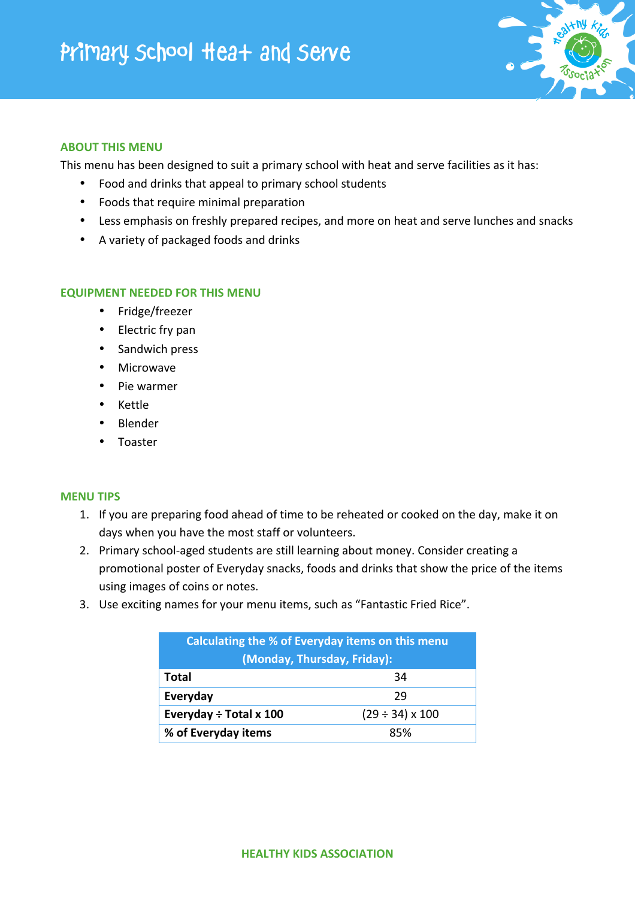# Primary School Heat and Serve

## ABOUT THIS MENU

This menu has been designed to suit a primary school with heat and serve facilities as it has:

- Food and drinks that appeal to primary school students
- Foods that require minimal preparation
- Less emphasis on freshly prepared recipes, and more on heat and serve lunches and snacks
- A variety of packaged foods and drinks

## EQUIPMENT NEEDED FOR THIS MENU

- Fridge/freezer
- Electric fry pan
- Sandwich press
- Microwave
- Pie warmer
- Kettle
- Blender
- Toaster

## MENU TIPS

1. If you are preparing food ahead of time to be reheated or cooked on the day, make it on days when you have the most staff or volunteers.
2. Primary school-aged students are still learning about money. Consider creating a promotional poster of Everyday snacks, foods and drinks that show the price of the items using images of coins or notes.
3. Use exciting names for your menu items, such as "Fantastic Fried Rice".

| Calculating the % of Everyday items on this menu (Monday, Thursday, Friday): | |
|---|---|
| **Total** | 34 |
| **Everyday** | 29 |
| **Everyday ÷ Total x 100** | (29 ÷ 34) x 100 |
| **% of Everyday items** | 85% |

**HEALTHY KIDS ASSOCIATION**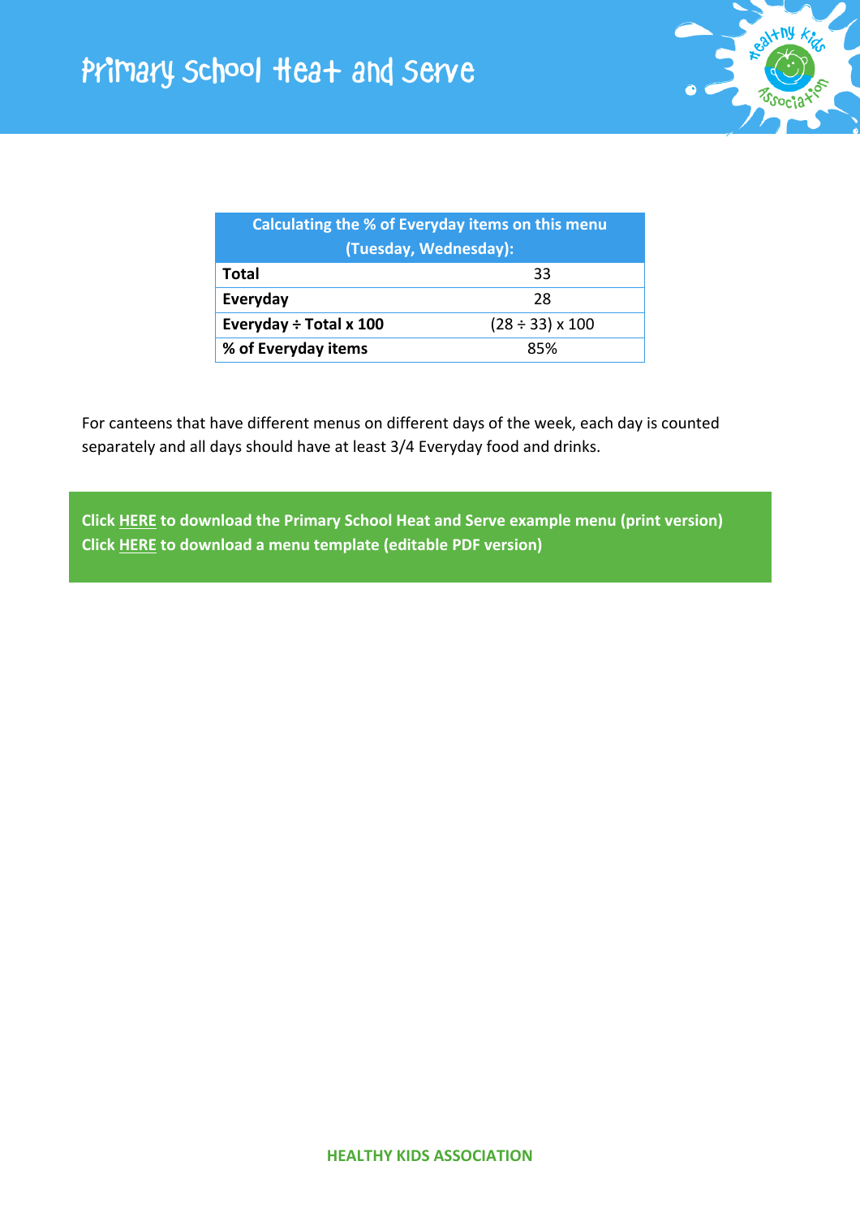| Calculating the % of Everyday items on this menu (Tuesday, Wednesday): | |
|---|---|
| **Total** | 33 |
| **Everyday** | 28 |
| **Everyday ÷ Total x 100** | (28 ÷ 33) x 100 |
| **% of Everyday items** | 85% |

For canteens that have different menus on different days of the week, each day is counted separately and all days should have at least 3/4 Everyday food and drinks.

**Click HERE to download the Primary School Heat and Serve example menu (print version)**
**Click HERE to download a menu template (editable PDF version)**